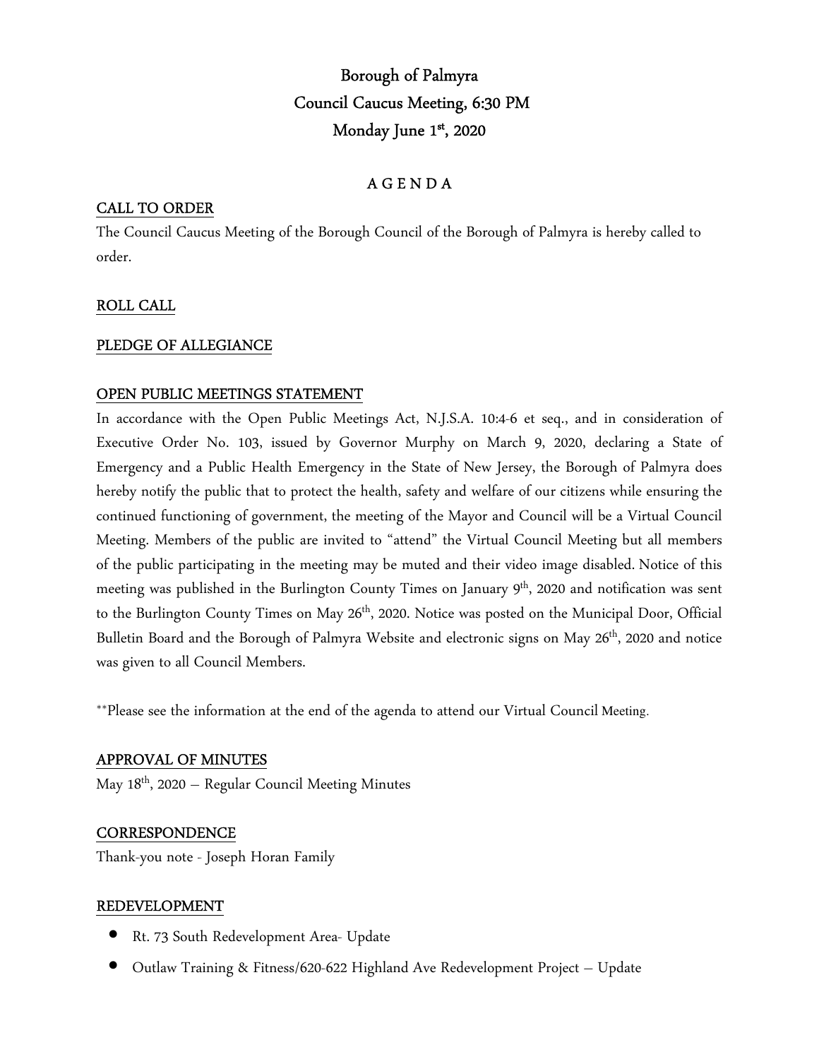# Borough of Palmyra
# Council Caucus Meeting, 6:30 PM
# Monday June 1st, 2020

## A G E N D A

### CALL TO ORDER

The Council Caucus Meeting of the Borough Council of the Borough of Palmyra is hereby called to order.

### ROLL CALL

### PLEDGE OF ALLEGIANCE

### OPEN PUBLIC MEETINGS STATEMENT

In accordance with the Open Public Meetings Act, N.J.S.A. 10:4-6 et seq., and in consideration of Executive Order No. 103, issued by Governor Murphy on March 9, 2020, declaring a State of Emergency and a Public Health Emergency in the State of New Jersey, the Borough of Palmyra does hereby notify the public that to protect the health, safety and welfare of our citizens while ensuring the continued functioning of government, the meeting of the Mayor and Council will be a Virtual Council Meeting. Members of the public are invited to "attend" the Virtual Council Meeting but all members of the public participating in the meeting may be muted and their video image disabled. Notice of this meeting was published in the Burlington County Times on January 9th, 2020 and notification was sent to the Burlington County Times on May 26th, 2020. Notice was posted on the Municipal Door, Official Bulletin Board and the Borough of Palmyra Website and electronic signs on May 26th, 2020 and notice was given to all Council Members.

**Please see the information at the end of the agenda to attend our Virtual Council Meeting.

### APPROVAL OF MINUTES

May 18th, 2020 – Regular Council Meeting Minutes

### CORRESPONDENCE

Thank-you note - Joseph Horan Family

### REDEVELOPMENT

- Rt. 73 South Redevelopment Area- Update
- Outlaw Training & Fitness/620-622 Highland Ave Redevelopment Project – Update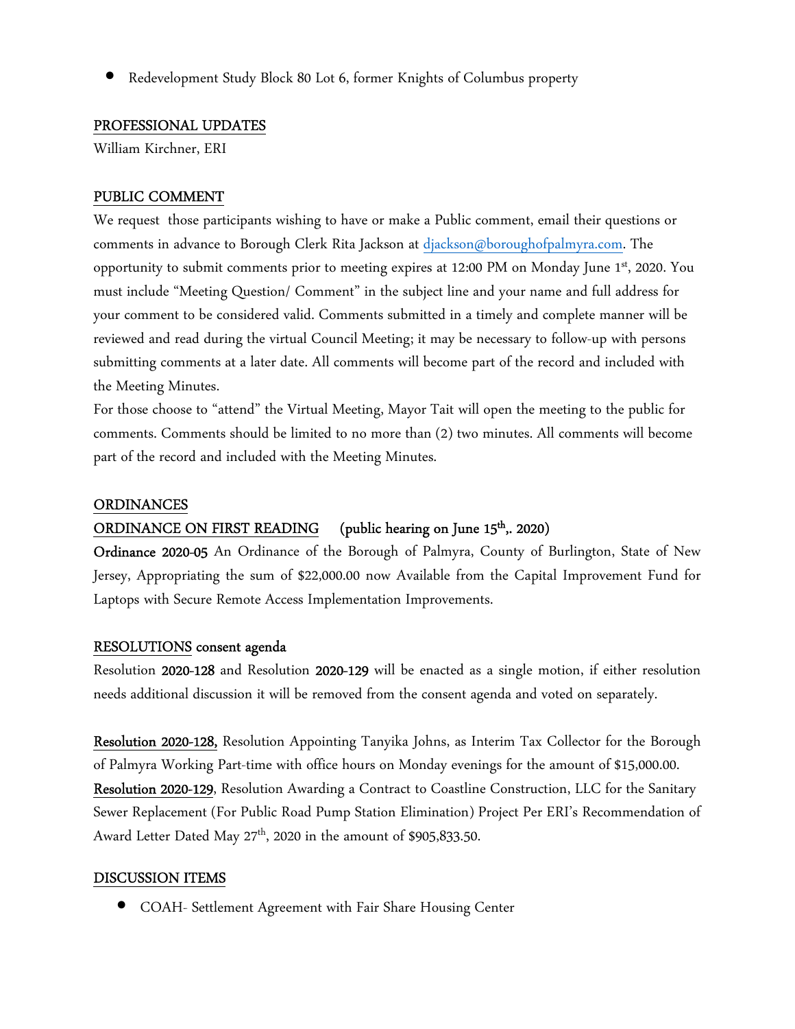- Redevelopment Study Block 80 Lot 6, former Knights of Columbus property

## PROFESSIONAL UPDATES

William Kirchner, ERI

## PUBLIC COMMENT

We request those participants wishing to have or make a Public comment, email their questions or comments in advance to Borough Clerk Rita Jackson at djackson@boroughofpalmyra.com. The opportunity to submit comments prior to meeting expires at 12:00 PM on Monday June 1st, 2020. You must include "Meeting Question/ Comment" in the subject line and your name and full address for your comment to be considered valid. Comments submitted in a timely and complete manner will be reviewed and read during the virtual Council Meeting; it may be necessary to follow-up with persons submitting comments at a later date. All comments will become part of the record and included with the Meeting Minutes.

For those choose to "attend" the Virtual Meeting, Mayor Tait will open the meeting to the public for comments. Comments should be limited to no more than (2) two minutes. All comments will become part of the record and included with the Meeting Minutes.

## ORDINANCES

### ORDINANCE ON FIRST READING (public hearing on June 15th,. 2020)

**Ordinance 2020-05** An Ordinance of the Borough of Palmyra, County of Burlington, State of New Jersey, Appropriating the sum of $22,000.00 now Available from the Capital Improvement Fund for Laptops with Secure Remote Access Implementation Improvements.

## RESOLUTIONS consent agenda

Resolution **2020-128** and Resolution **2020-129** will be enacted as a single motion, if either resolution needs additional discussion it will be removed from the consent agenda and voted on separately.

**Resolution 2020-128,** Resolution Appointing Tanyika Johns, as Interim Tax Collector for the Borough of Palmyra Working Part-time with office hours on Monday evenings for the amount of $15,000.00.
**Resolution 2020-129**, Resolution Awarding a Contract to Coastline Construction, LLC for the Sanitary Sewer Replacement (For Public Road Pump Station Elimination) Project Per ERI's Recommendation of Award Letter Dated May 27th, 2020 in the amount of $905,833.50.

## DISCUSSION ITEMS

- COAH- Settlement Agreement with Fair Share Housing Center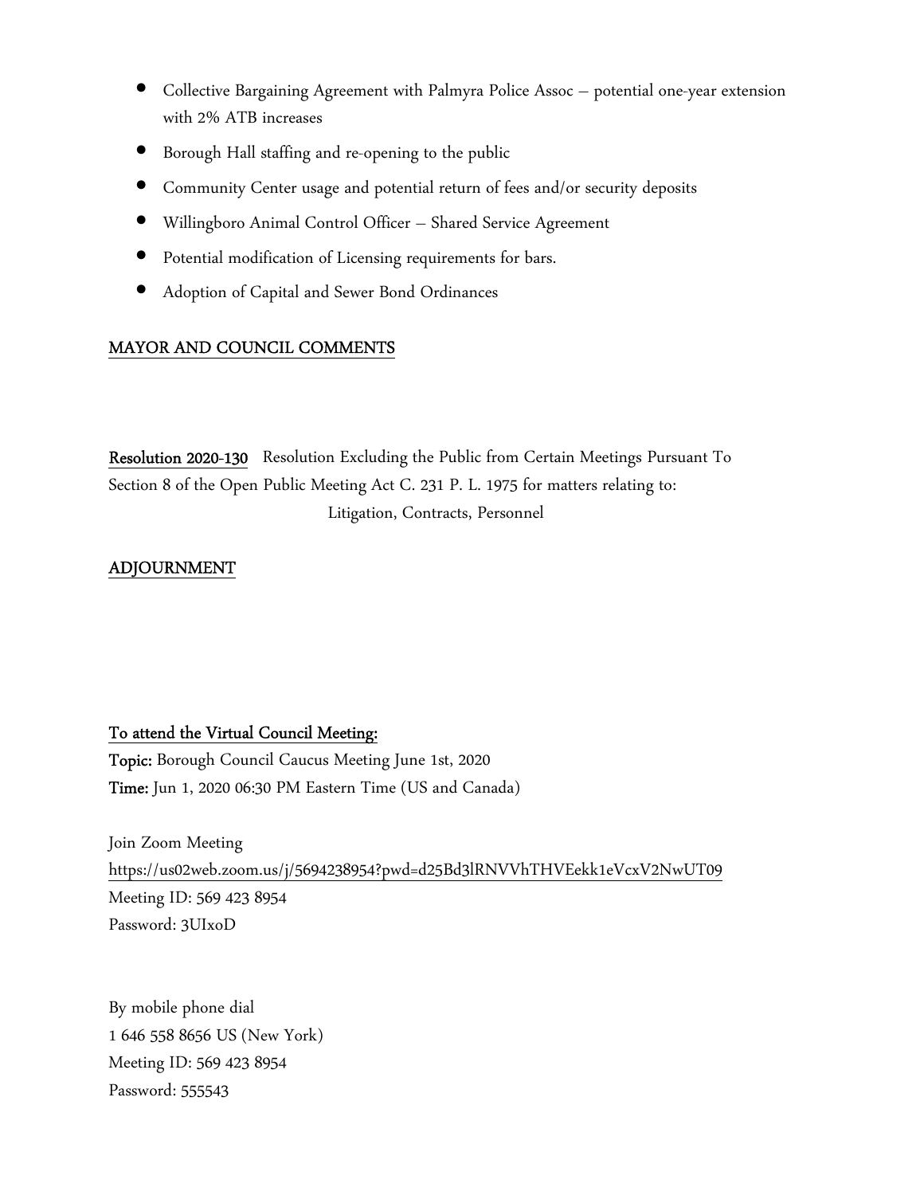- Collective Bargaining Agreement with Palmyra Police Assoc – potential one-year extension with 2% ATB increases
- Borough Hall staffing and re-opening to the public
- Community Center usage and potential return of fees and/or security deposits
- Willingboro Animal Control Officer – Shared Service Agreement
- Potential modification of Licensing requirements for bars.
- Adoption of Capital and Sewer Bond Ordinances

## MAYOR AND COUNCIL COMMENTS

**Resolution 2020-130** Resolution Excluding the Public from Certain Meetings Pursuant To Section 8 of the Open Public Meeting Act C. 231 P. L. 1975 for matters relating to:

Litigation, Contracts, Personnel

## ADJOURNMENT

**To attend the Virtual Council Meeting:**

**Topic:** Borough Council Caucus Meeting June 1st, 2020
**Time:** Jun 1, 2020 06:30 PM Eastern Time (US and Canada)

Join Zoom Meeting
https://us02web.zoom.us/j/5694238954?pwd=d25Bd3lRNVVhTHVEekk1eVcxV2NwUT09
Meeting ID: 569 423 8954
Password: 3UIxoD

By mobile phone dial
1 646 558 8656 US (New York)
Meeting ID: 569 423 8954
Password: 555543